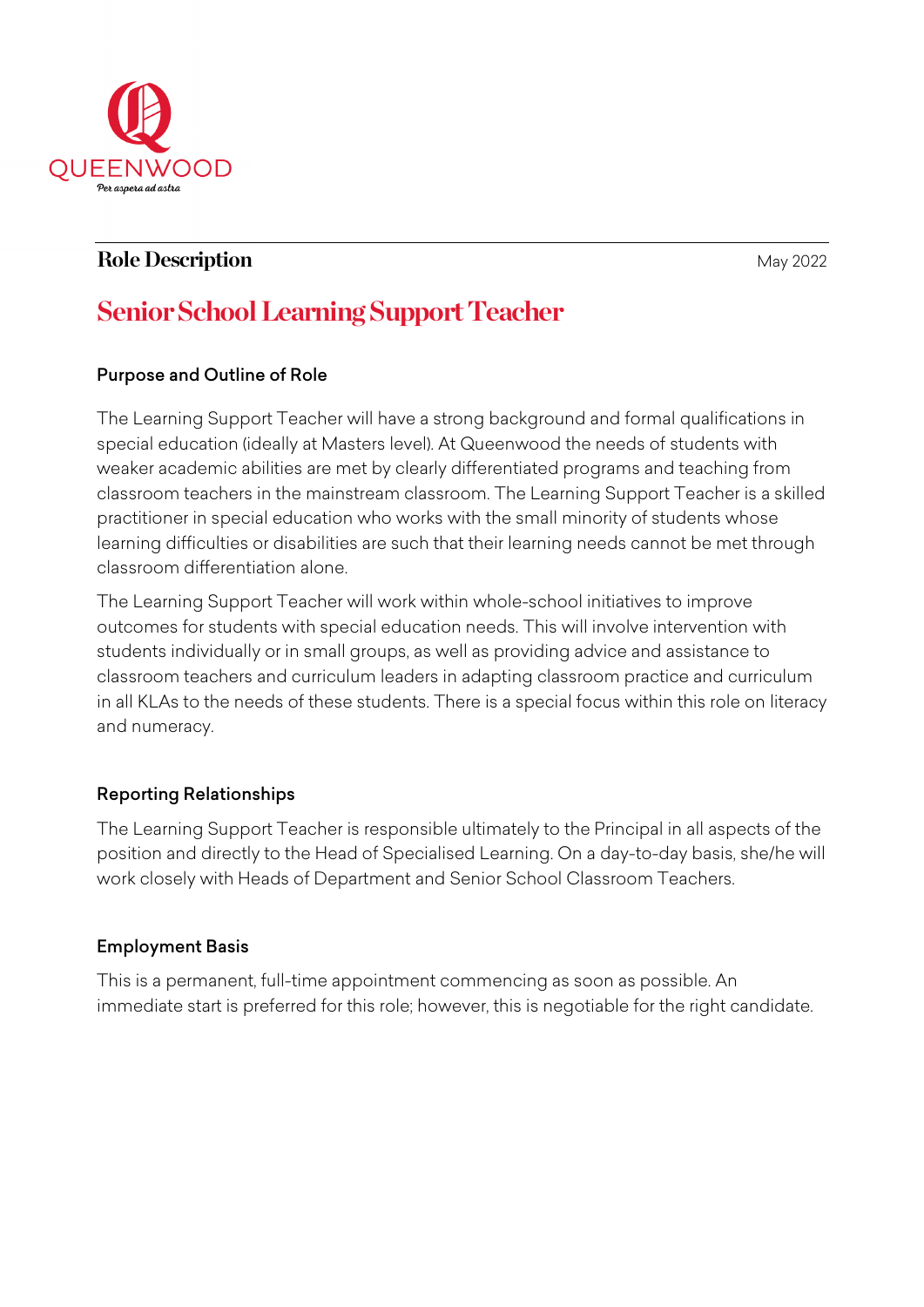QUEENWOOD

*Per aspera ad astra*

## Role Description

May 2022

# Senior School Learning Support Teacher

### Purpose and Outline of Role

The Learning Support Teacher will have a strong background and formal qualifications in special education (ideally at Masters level). At Queenwood the needs of students with weaker academic abilities are met by clearly differentiated programs and teaching from classroom teachers in the mainstream classroom. The Learning Support Teacher is a skilled practitioner in special education who works with the small minority of students whose learning difficulties or disabilities are such that their learning needs cannot be met through classroom differentiation alone.

The Learning Support Teacher will work within whole-school initiatives to improve outcomes for students with special education needs. This will involve intervention with students individually or in small groups, as well as providing advice and assistance to classroom teachers and curriculum leaders in adapting classroom practice and curriculum in all KLAs to the needs of these students. There is a special focus within this role on literacy and numeracy.

### Reporting Relationships

The Learning Support Teacher is responsible ultimately to the Principal in all aspects of the position and directly to the Head of Specialised Learning. On a day-to-day basis, she/he will work closely with Heads of Department and Senior School Classroom Teachers.

### Employment Basis

This is a permanent, full-time appointment commencing as soon as possible. An immediate start is preferred for this role; however, this is negotiable for the right candidate.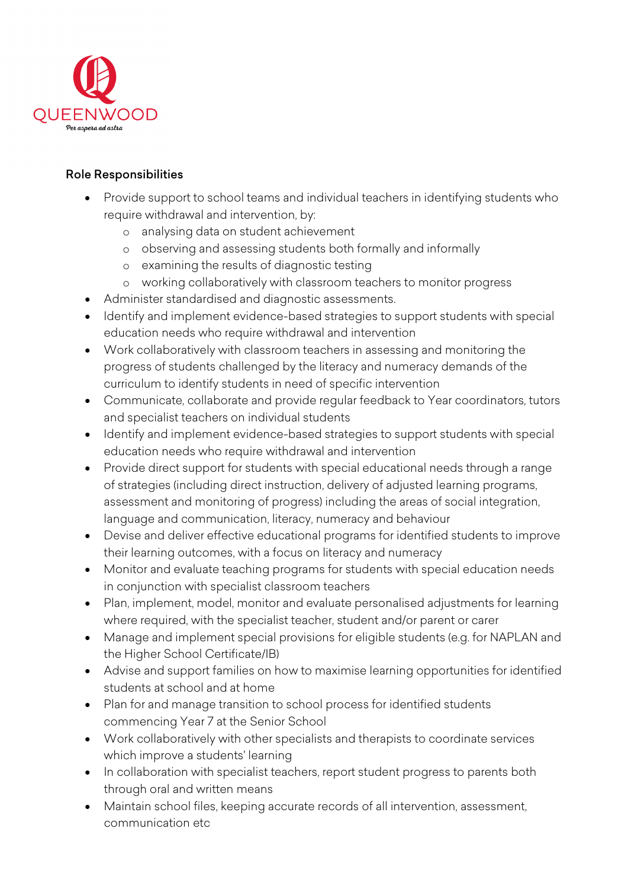## Role Responsibilities

- Provide support to school teams and individual teachers in identifying students who require withdrawal and intervention, by:
  - analysing data on student achievement
  - observing and assessing students both formally and informally
  - examining the results of diagnostic testing
  - working collaboratively with classroom teachers to monitor progress
- Administer standardised and diagnostic assessments.
- Identify and implement evidence-based strategies to support students with special education needs who require withdrawal and intervention
- Work collaboratively with classroom teachers in assessing and monitoring the progress of students challenged by the literacy and numeracy demands of the curriculum to identify students in need of specific intervention
- Communicate, collaborate and provide regular feedback to Year coordinators, tutors and specialist teachers on individual students
- Identify and implement evidence-based strategies to support students with special education needs who require withdrawal and intervention
- Provide direct support for students with special educational needs through a range of strategies (including direct instruction, delivery of adjusted learning programs, assessment and monitoring of progress) including the areas of social integration, language and communication, literacy, numeracy and behaviour
- Devise and deliver effective educational programs for identified students to improve their learning outcomes, with a focus on literacy and numeracy
- Monitor and evaluate teaching programs for students with special education needs in conjunction with specialist classroom teachers
- Plan, implement, model, monitor and evaluate personalised adjustments for learning where required, with the specialist teacher, student and/or parent or carer
- Manage and implement special provisions for eligible students (e.g. for NAPLAN and the Higher School Certificate/IB)
- Advise and support families on how to maximise learning opportunities for identified students at school and at home
- Plan for and manage transition to school process for identified students commencing Year 7 at the Senior School
- Work collaboratively with other specialists and therapists to coordinate services which improve a students' learning
- In collaboration with specialist teachers, report student progress to parents both through oral and written means
- Maintain school files, keeping accurate records of all intervention, assessment, communication etc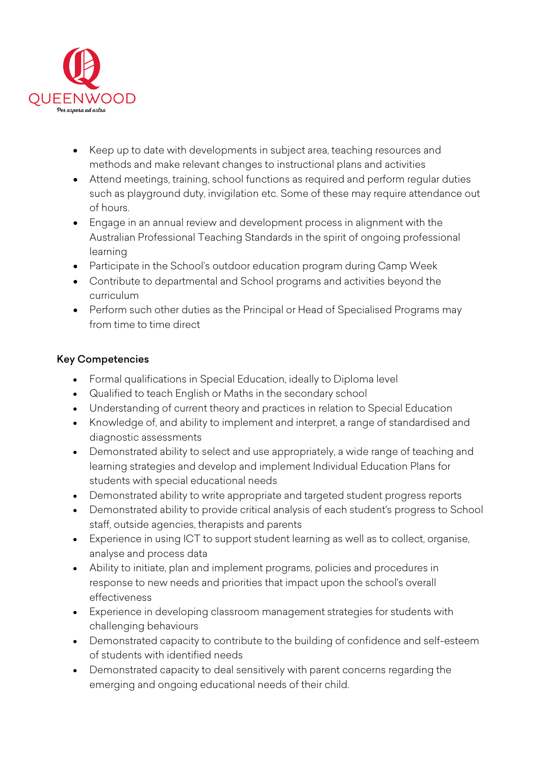- Keep up to date with developments in subject area, teaching resources and methods and make relevant changes to instructional plans and activities
- Attend meetings, training, school functions as required and perform regular duties such as playground duty, invigilation etc. Some of these may require attendance out of hours.
- Engage in an annual review and development process in alignment with the Australian Professional Teaching Standards in the spirit of ongoing professional learning
- Participate in the School's outdoor education program during Camp Week
- Contribute to departmental and School programs and activities beyond the curriculum
- Perform such other duties as the Principal or Head of Specialised Programs may from time to time direct

**Key Competencies**

- Formal qualifications in Special Education, ideally to Diploma level
- Qualified to teach English or Maths in the secondary school
- Understanding of current theory and practices in relation to Special Education
- Knowledge of, and ability to implement and interpret, a range of standardised and diagnostic assessments
- Demonstrated ability to select and use appropriately, a wide range of teaching and learning strategies and develop and implement Individual Education Plans for students with special educational needs
- Demonstrated ability to write appropriate and targeted student progress reports
- Demonstrated ability to provide critical analysis of each student's progress to School staff, outside agencies, therapists and parents
- Experience in using ICT to support student learning as well as to collect, organise, analyse and process data
- Ability to initiate, plan and implement programs, policies and procedures in response to new needs and priorities that impact upon the school's overall effectiveness
- Experience in developing classroom management strategies for students with challenging behaviours
- Demonstrated capacity to contribute to the building of confidence and self-esteem of students with identified needs
- Demonstrated capacity to deal sensitively with parent concerns regarding the emerging and ongoing educational needs of their child.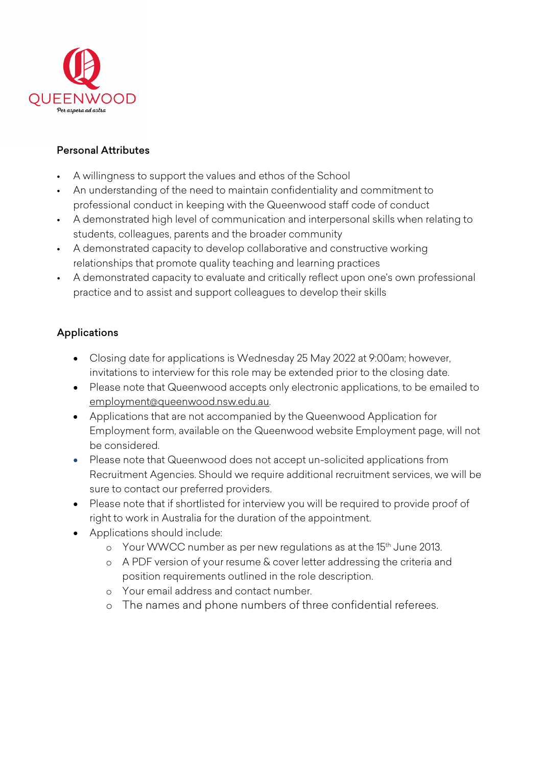## Personal Attributes

- A willingness to support the values and ethos of the School
- An understanding of the need to maintain confidentiality and commitment to professional conduct in keeping with the Queenwood staff code of conduct
- A demonstrated high level of communication and interpersonal skills when relating to students, colleagues, parents and the broader community
- A demonstrated capacity to develop collaborative and constructive working relationships that promote quality teaching and learning practices
- A demonstrated capacity to evaluate and critically reflect upon one's own professional practice and to assist and support colleagues to develop their skills

## Applications

- Closing date for applications is Wednesday 25 May 2022 at 9:00am; however, invitations to interview for this role may be extended prior to the closing date.
- Please note that Queenwood accepts only electronic applications, to be emailed to employment@queenwood.nsw.edu.au.
- Applications that are not accompanied by the Queenwood Application for Employment form, available on the Queenwood website Employment page, will not be considered.
- Please note that Queenwood does not accept un-solicited applications from Recruitment Agencies. Should we require additional recruitment services, we will be sure to contact our preferred providers.
- Please note that if shortlisted for interview you will be required to provide proof of right to work in Australia for the duration of the appointment.
- Applications should include:
  - Your WWCC number as per new regulations as at the 15th June 2013.
  - A PDF version of your resume & cover letter addressing the criteria and position requirements outlined in the role description.
  - Your email address and contact number.
  - The names and phone numbers of three confidential referees.